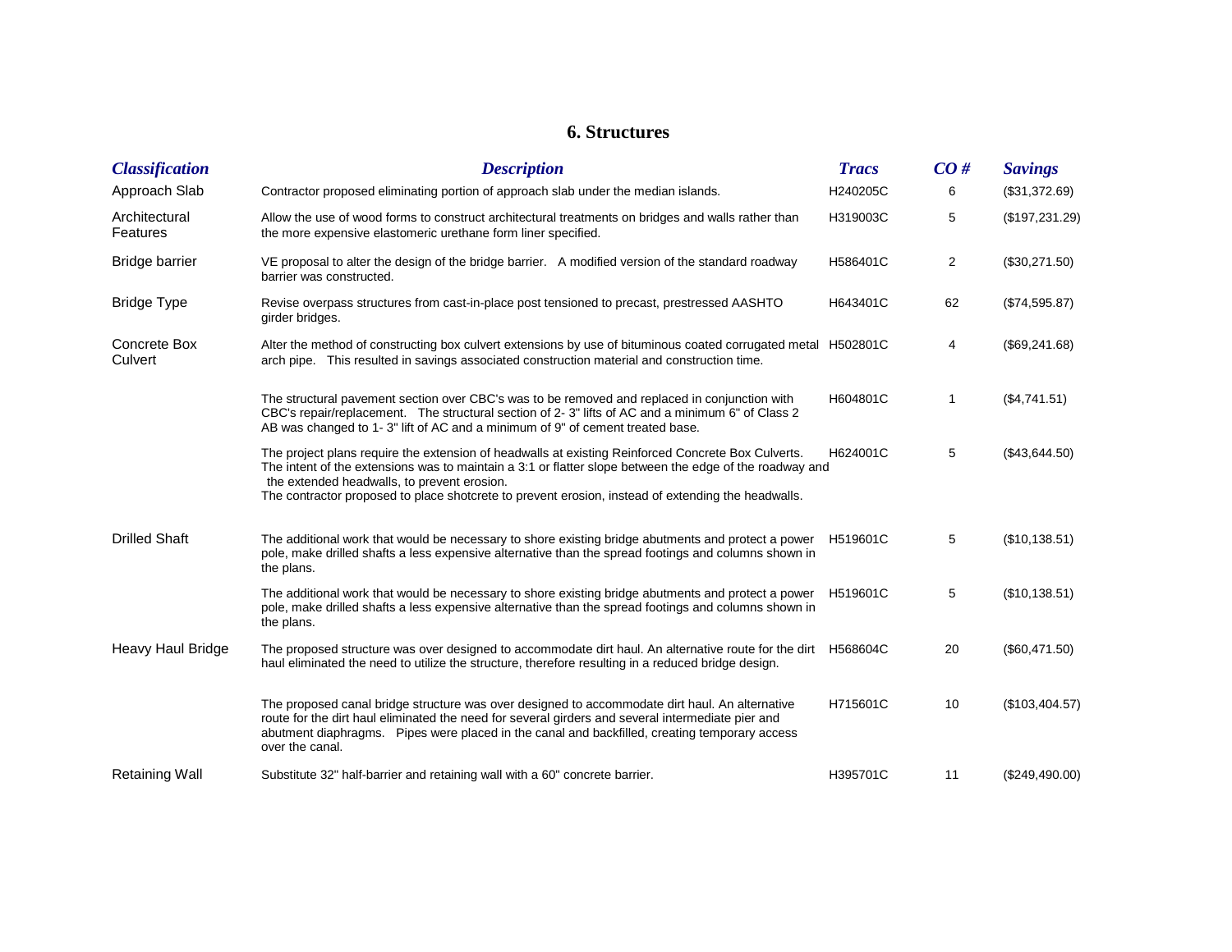## 6. Structures

| *Classification* | *Description* | *Tracs* | *CO #* | *Savings* |
|---|---|---|---|---|
| Approach Slab | Contractor proposed eliminating portion of approach slab under the median islands. | H240205C | 6 | ($31,372.69) |
| Architectural Features | Allow the use of wood forms to construct architectural treatments on bridges and walls rather than the more expensive elastomeric urethane form liner specified. | H319003C | 5 | ($197,231.29) |
| Bridge barrier | VE proposal to alter the design of the bridge barrier. A modified version of the standard roadway barrier was constructed. | H586401C | 2 | ($30,271.50) |
| Bridge Type | Revise overpass structures from cast-in-place post tensioned to precast, prestressed AASHTO girder bridges. | H643401C | 62 | ($74,595.87) |
| Concrete Box Culvert | Alter the method of constructing box culvert extensions by use of bituminous coated corrugated metal arch pipe. This resulted in savings associated construction material and construction time. | H502801C | 4 | ($69,241.68) |
| | The structural pavement section over CBC's was to be removed and replaced in conjunction with CBC's repair/replacement. The structural section of 2- 3" lifts of AC and a minimum 6" of Class 2 AB was changed to 1- 3" lift of AC and a minimum of 9" of cement treated base. | H604801C | 1 | ($4,741.51) |
| | The project plans require the extension of headwalls at existing Reinforced Concrete Box Culverts. The intent of the extensions was to maintain a 3:1 or flatter slope between the edge of the roadway and the extended headwalls, to prevent erosion. The contractor proposed to place shotcrete to prevent erosion, instead of extending the headwalls. | H624001C | 5 | ($43,644.50) |
| Drilled Shaft | The additional work that would be necessary to shore existing bridge abutments and protect a power pole, make drilled shafts a less expensive alternative than the spread footings and columns shown in the plans. | H519601C | 5 | ($10,138.51) |
| | The additional work that would be necessary to shore existing bridge abutments and protect a power pole, make drilled shafts a less expensive alternative than the spread footings and columns shown in the plans. | H519601C | 5 | ($10,138.51) |
| Heavy Haul Bridge | The proposed structure was over designed to accommodate dirt haul. An alternative route for the dirt haul eliminated the need to utilize the structure, therefore resulting in a reduced bridge design. | H568604C | 20 | ($60,471.50) |
| | The proposed canal bridge structure was over designed to accommodate dirt haul. An alternative route for the dirt haul eliminated the need for several girders and several intermediate pier and abutment diaphragms. Pipes were placed in the canal and backfilled, creating temporary access over the canal. | H715601C | 10 | ($103,404.57) |
| Retaining Wall | Substitute 32" half-barrier and retaining wall with a 60" concrete barrier. | H395701C | 11 | ($249,490.00) |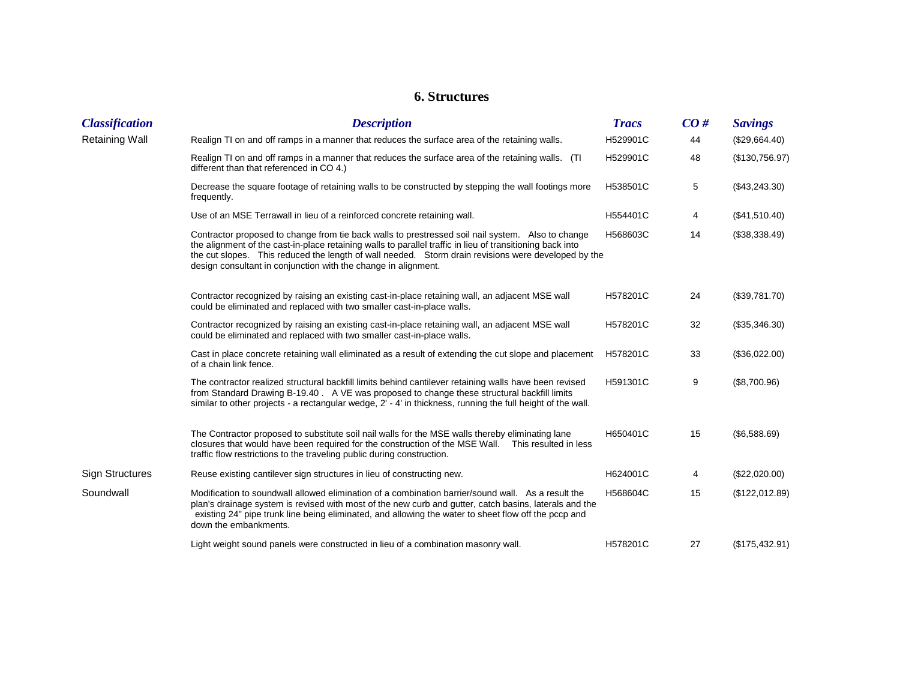## 6. Structures

| Classification | Description | Tracs | CO # | Savings |
|---|---|---|---|---|
| Retaining Wall | Realign TI on and off ramps in a manner that reduces the surface area of the retaining walls. | H529901C | 44 | ($29,664.40) |
| | Realign TI on and off ramps in a manner that reduces the surface area of the retaining walls. (TI different than that referenced in CO 4.) | H529901C | 48 | ($130,756.97) |
| | Decrease the square footage of retaining walls to be constructed by stepping the wall footings more frequently. | H538501C | 5 | ($43,243.30) |
| | Use of an MSE Terrawall in lieu of a reinforced concrete retaining wall. | H554401C | 4 | ($41,510.40) |
| | Contractor proposed to change from tie back walls to prestressed soil nail system. Also to change the alignment of the cast-in-place retaining walls to parallel traffic in lieu of transitioning back into the cut slopes. This reduced the length of wall needed. Storm drain revisions were developed by the design consultant in conjunction with the change in alignment. | H568603C | 14 | ($38,338.49) |
| | Contractor recognized by raising an existing cast-in-place retaining wall, an adjacent MSE wall could be eliminated and replaced with two smaller cast-in-place walls. | H578201C | 24 | ($39,781.70) |
| | Contractor recognized by raising an existing cast-in-place retaining wall, an adjacent MSE wall could be eliminated and replaced with two smaller cast-in-place walls. | H578201C | 32 | ($35,346.30) |
| | Cast in place concrete retaining wall eliminated as a result of extending the cut slope and placement of a chain link fence. | H578201C | 33 | ($36,022.00) |
| | The contractor realized structural backfill limits behind cantilever retaining walls have been revised from Standard Drawing B-19.40 . A VE was proposed to change these structural backfill limits similar to other projects - a rectangular wedge, 2' - 4' in thickness, running the full height of the wall. | H591301C | 9 | ($8,700.96) |
| | The Contractor proposed to substitute soil nail walls for the MSE walls thereby eliminating lane closures that would have been required for the construction of the MSE Wall. This resulted in less traffic flow restrictions to the traveling public during construction. | H650401C | 15 | ($6,588.69) |
| Sign Structures | Reuse existing cantilever sign structures in lieu of constructing new. | H624001C | 4 | ($22,020.00) |
| Soundwall | Modification to soundwall allowed elimination of a combination barrier/sound wall. As a result the plan's drainage system is revised with most of the new curb and gutter, catch basins, laterals and the existing 24" pipe trunk line being eliminated, and allowing the water to sheet flow off the pccp and down the embankments. | H568604C | 15 | ($122,012.89) |
| | Light weight sound panels were constructed in lieu of a combination masonry wall. | H578201C | 27 | ($175,432.91) |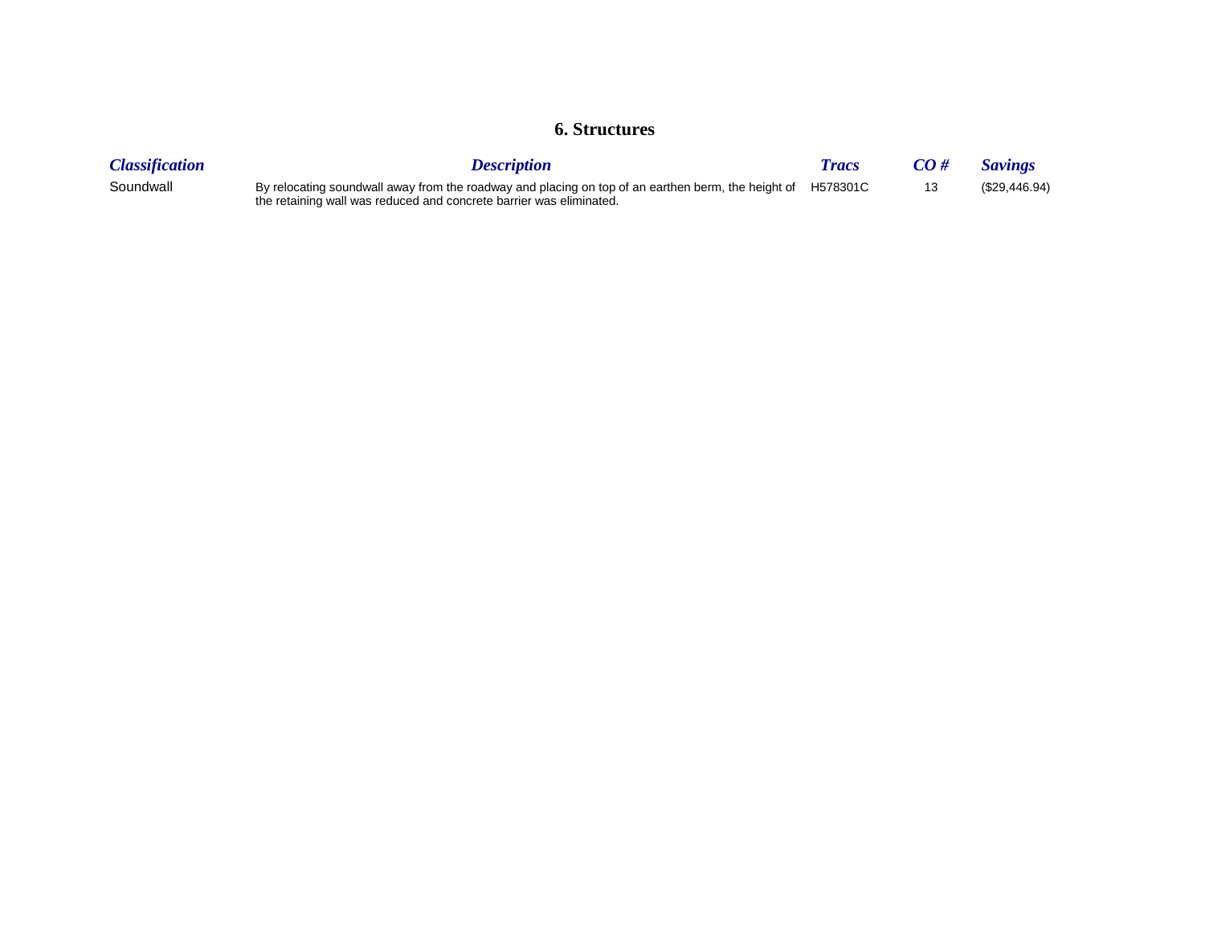## 6. Structures

| *Classification* | *Description* | *Tracs* | *CO #* | *Savings* |
|---|---|---|---|---|
| Soundwall | By relocating soundwall away from the roadway and placing on top of an earthen berm, the height of the retaining wall was reduced and concrete barrier was eliminated. | H578301C | 13 | ($29,446.94) |